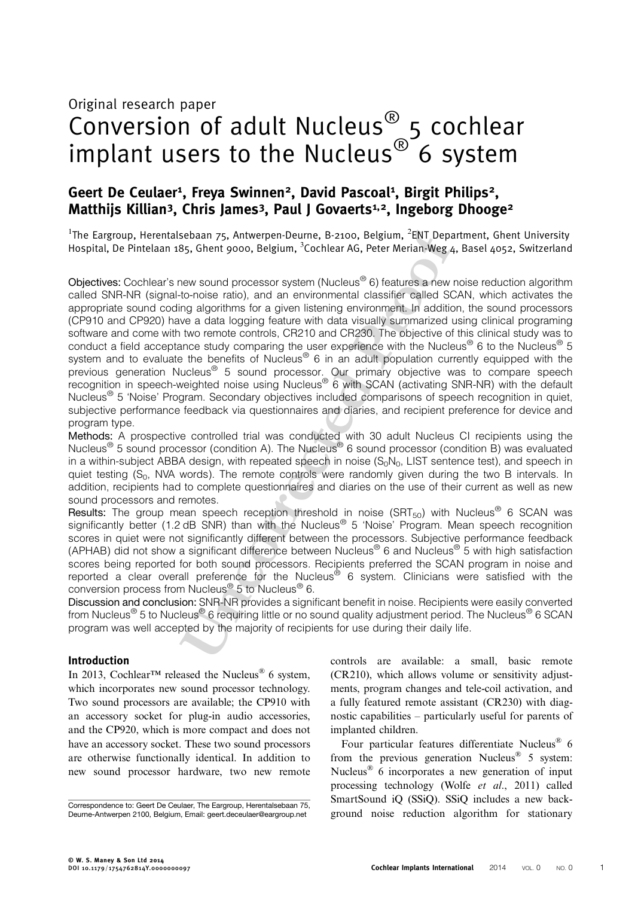Original research paper

# Conversion of adult Nucleus® 5 cochlear implant users to the Nucleus® 6 system

**Geert De Ceulaer[1], Freya Swinnen[2], David Pascoal[1], Birgit Philips[2], Matthijs Killian[3], Chris James[3], Paul J Govaerts[1,2], Ingeborg Dhooge[2]**

[1]The Eargroup, Herentalsebaan 75, Antwerpen-Deurne, B-2100, Belgium, [2]ENT Department, Ghent University Hospital, De Pintelaan 185, Ghent 9000, Belgium, [3]Cochlear AG, Peter Merian-Weg 4, Basel 4052, Switzerland

**Objectives:** Cochlear's new sound processor system (Nucleus® 6) features a new noise reduction algorithm called SNR-NR (signal-to-noise ratio), and an environmental classifier called SCAN, which activates the appropriate sound coding algorithms for a given listening environment. In addition, the sound processors (CP910 and CP920) have a data logging feature with data visually summarized using clinical programing software and come with two remote controls, CR210 and CR230. The objective of this clinical study was to conduct a field acceptance study comparing the user experience with the Nucleus® 6 to the Nucleus® 5 system and to evaluate the benefits of Nucleus® 6 in an adult population currently equipped with the previous generation Nucleus® 5 sound processor. Our primary objective was to compare speech recognition in speech-weighted noise using Nucleus® 6 with SCAN (activating SNR-NR) with the default Nucleus® 5 'Noise' Program. Secondary objectives included comparisons of speech recognition in quiet, subjective performance feedback via questionnaires and diaries, and recipient preference for device and program type.

**Methods:** A prospective controlled trial was conducted with 30 adult Nucleus CI recipients using the Nucleus® 5 sound processor (condition A). The Nucleus® 6 sound processor (condition B) was evaluated in a within-subject ABBA design, with repeated speech in noise ($S_0N_0$, LIST sentence test), and speech in quiet testing ($S_0$, NVA words). The remote controls were randomly given during the two B intervals. In addition, recipients had to complete questionnaires and diaries on the use of their current as well as new sound processors and remotes.

**Results:** The group mean speech reception threshold in noise ($SRT_{50}$) with Nucleus® 6 SCAN was significantly better (1.2 dB SNR) than with the Nucleus® 5 'Noise' Program. Mean speech recognition scores in quiet were not significantly different between the processors. Subjective performance feedback (APHAB) did not show a significant difference between Nucleus® 6 and Nucleus® 5 with high satisfaction scores being reported for both sound processors. Recipients preferred the SCAN program in noise and reported a clear overall preference for the Nucleus® 6 system. Clinicians were satisfied with the conversion process from Nucleus® 5 to Nucleus® 6.

**Discussion and conclusion:** SNR-NR provides a significant benefit in noise. Recipients were easily converted from Nucleus® 5 to Nucleus® 6 requiring little or no sound quality adjustment period. The Nucleus® 6 SCAN program was well accepted by the majority of recipients for use during their daily life.

## Introduction

In 2013, Cochlear™ released the Nucleus® 6 system, which incorporates new sound processor technology. Two sound processors are available; the CP910 with an accessory socket for plug-in audio accessories, and the CP920, which is more compact and does not have an accessory socket. These two sound processors are otherwise functionally identical. In addition to new sound processor hardware, two new remote controls are available: a small, basic remote (CR210), which allows volume or sensitivity adjustments, program changes and tele-coil activation, and a fully featured remote assistant (CR230) with diagnostic capabilities – particularly useful for parents of implanted children.

Four particular features differentiate Nucleus® 6 from the previous generation Nucleus® 5 system: Nucleus® 6 incorporates a new generation of input processing technology (Wolfe *et al.*, 2011) called SmartSound iQ (SSiQ). SSiQ includes a new background noise reduction algorithm for stationary

Correspondence to: Geert De Ceulaer, The Eargroup, Herentalsebaan 75, Deurne-Antwerpen 2100, Belgium, Email: geert.deceulaer@eargroup.net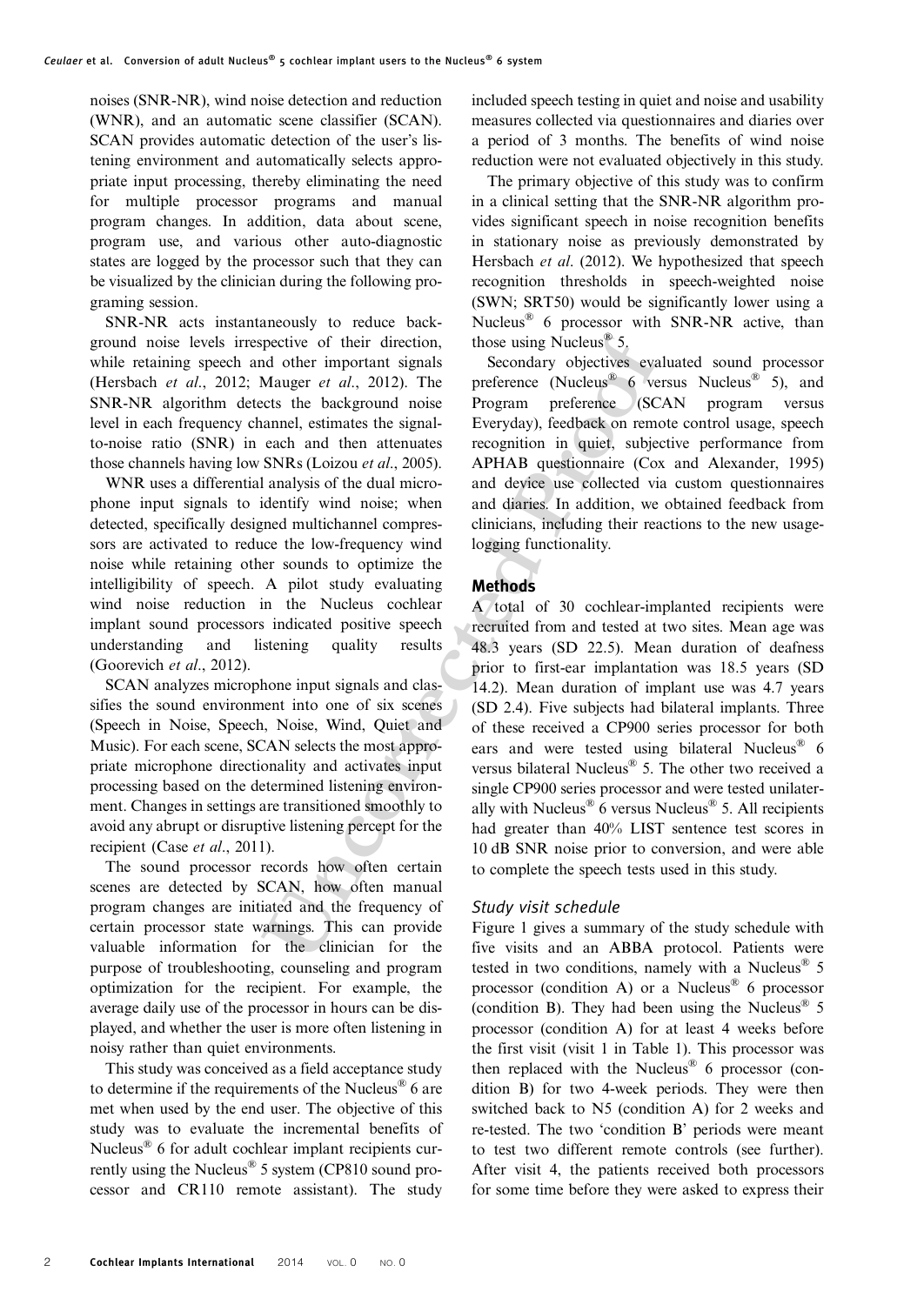noises (SNR-NR), wind noise detection and reduction (WNR), and an automatic scene classifier (SCAN). SCAN provides automatic detection of the user's listening environment and automatically selects appropriate input processing, thereby eliminating the need for multiple processor programs and manual program changes. In addition, data about scene, program use, and various other auto-diagnostic states are logged by the processor such that they can be visualized by the clinician during the following programing session.

SNR-NR acts instantaneously to reduce background noise levels irrespective of their direction, while retaining speech and other important signals (Hersbach *et al*., 2012; Mauger *et al*., 2012). The SNR-NR algorithm detects the background noise level in each frequency channel, estimates the signal-to-noise ratio (SNR) in each and then attenuates those channels having low SNRs (Loizou *et al*., 2005).

WNR uses a differential analysis of the dual microphone input signals to identify wind noise; when detected, specifically designed multichannel compressors are activated to reduce the low-frequency wind noise while retaining other sounds to optimize the intelligibility of speech. A pilot study evaluating wind noise reduction in the Nucleus cochlear implant sound processors indicated positive speech understanding and listening quality results (Goorevich *et al*., 2012).

SCAN analyzes microphone input signals and classifies the sound environment into one of six scenes (Speech in Noise, Speech, Noise, Wind, Quiet and Music). For each scene, SCAN selects the most appropriate microphone directionality and activates input processing based on the determined listening environment. Changes in settings are transitioned smoothly to avoid any abrupt or disruptive listening percept for the recipient (Case *et al*., 2011).

The sound processor records how often certain scenes are detected by SCAN, how often manual program changes are initiated and the frequency of certain processor state warnings. This can provide valuable information for the clinician for the purpose of troubleshooting, counseling and program optimization for the recipient. For example, the average daily use of the processor in hours can be displayed, and whether the user is more often listening in noisy rather than quiet environments.

This study was conceived as a field acceptance study to determine if the requirements of the Nucleus® 6 are met when used by the end user. The objective of this study was to evaluate the incremental benefits of Nucleus® 6 for adult cochlear implant recipients currently using the Nucleus® 5 system (CP810 sound processor and CR110 remote assistant). The study included speech testing in quiet and noise and usability measures collected via questionnaires and diaries over a period of 3 months. The benefits of wind noise reduction were not evaluated objectively in this study.

The primary objective of this study was to confirm in a clinical setting that the SNR-NR algorithm provides significant speech in noise recognition benefits in stationary noise as previously demonstrated by Hersbach *et al*. (2012). We hypothesized that speech recognition thresholds in speech-weighted noise (SWN; SRT50) would be significantly lower using a Nucleus® 6 processor with SNR-NR active, than those using Nucleus® 5.

Secondary objectives evaluated sound processor preference (Nucleus® 6 versus Nucleus® 5), and Program preference (SCAN program versus Everyday), feedback on remote control usage, speech recognition in quiet, subjective performance from APHAB questionnaire (Cox and Alexander, 1995) and device use collected via custom questionnaires and diaries. In addition, we obtained feedback from clinicians, including their reactions to the new usage-logging functionality.

## Methods

A total of 30 cochlear-implanted recipients were recruited from and tested at two sites. Mean age was 48.3 years (SD 22.5). Mean duration of deafness prior to first-ear implantation was 18.5 years (SD 14.2). Mean duration of implant use was 4.7 years (SD 2.4). Five subjects had bilateral implants. Three of these received a CP900 series processor for both ears and were tested using bilateral Nucleus® 6 versus bilateral Nucleus® 5. The other two received a single CP900 series processor and were tested unilaterally with Nucleus® 6 versus Nucleus® 5. All recipients had greater than 40% LIST sentence test scores in 10 dB SNR noise prior to conversion, and were able to complete the speech tests used in this study.

### Study visit schedule

Figure 1 gives a summary of the study schedule with five visits and an ABBA protocol. Patients were tested in two conditions, namely with a Nucleus® 5 processor (condition A) or a Nucleus® 6 processor (condition B). They had been using the Nucleus® 5 processor (condition A) for at least 4 weeks before the first visit (visit 1 in Table 1). This processor was then replaced with the Nucleus® 6 processor (condition B) for two 4-week periods. They were then switched back to N5 (condition A) for 2 weeks and re-tested. The two 'condition B' periods were meant to test two different remote controls (see further). After visit 4, the patients received both processors for some time before they were asked to express their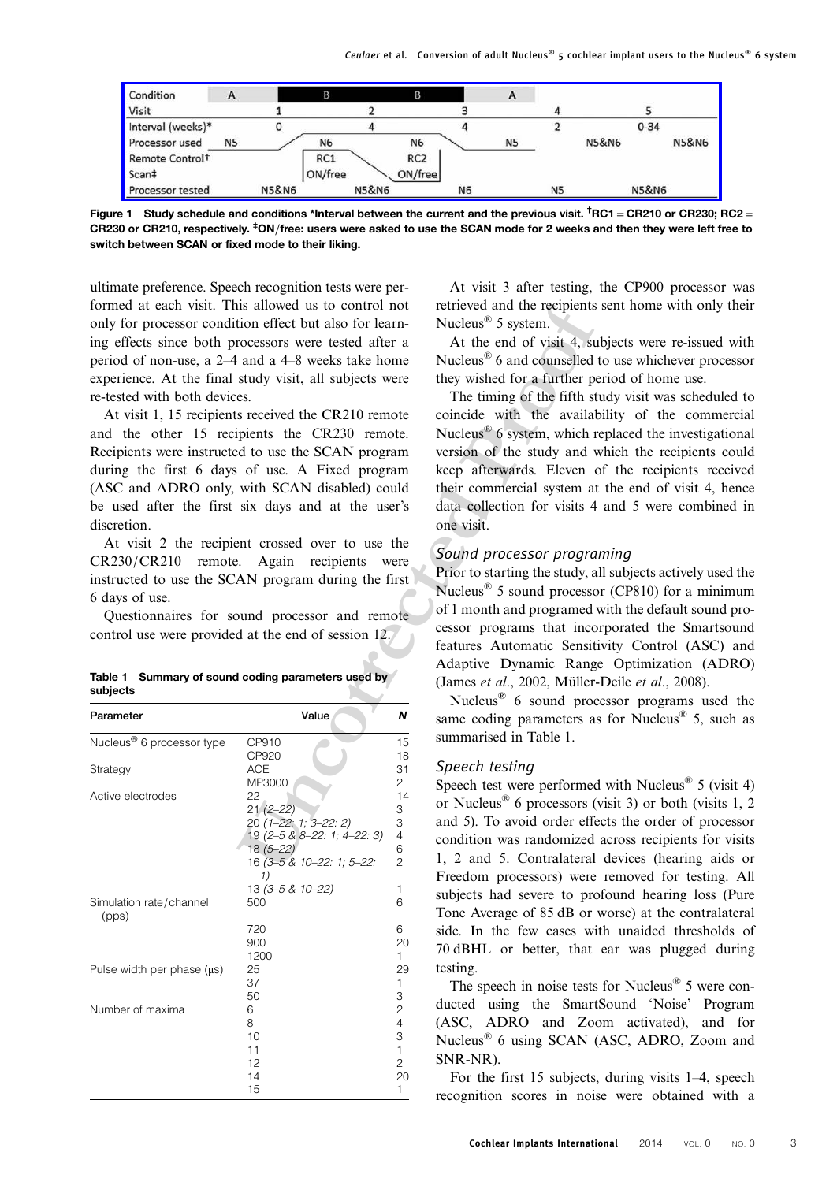| Condition | A | | B | | B | | A | | |
|---|---|---|---|---|---|---|---|---|---|
| Visit | | 1 | | 2 | | 3 | | 4 | 5 |
| Interval (weeks)* | | 0 | | 4 | | 4 | | 2 | 0-34 |
| Processor used | N5 | | N6 | | N6 | | N5 | N5&N6 | N5&N6 |
| Remote Control† | | | RC1 | | RC2 | | | | |
| Scan‡ | | | ON/free | | ON/free | | | | |
| Processor tested | | N5&N6 | | N5&N6 | | N6 | | N5 | N5&N6 |

**Figure 1 Study schedule and conditions \*Interval between the current and the previous visit. †RC1 = CR210 or CR230; RC2 = CR230 or CR210, respectively. ‡ON/free: users were asked to use the SCAN mode for 2 weeks and then they were left free to switch between SCAN or fixed mode to their liking.**

ultimate preference. Speech recognition tests were performed at each visit. This allowed us to control not only for processor condition effect but also for learning effects since both processors were tested after a period of non-use, a 2–4 and a 4–8 weeks take home experience. At the final study visit, all subjects were re-tested with both devices.

At visit 1, 15 recipients received the CR210 remote and the other 15 recipients the CR230 remote. Recipients were instructed to use the SCAN program during the first 6 days of use. A Fixed program (ASC and ADRO only, with SCAN disabled) could be used after the first six days and at the user's discretion.

At visit 2 the recipient crossed over to use the CR230/CR210 remote. Again recipients were instructed to use the SCAN program during the first 6 days of use.

Questionnaires for sound processor and remote control use were provided at the end of session 12.

**Table 1 Summary of sound coding parameters used by subjects**

| Parameter | Value | *N* |
|---|---|---|
| Nucleus® 6 processor type | CP910 | 15 |
| | CP920 | 18 |
| Strategy | ACE | 31 |
| | MP3000 | 2 |
| Active electrodes | 22 | 14 |
| | 21 *(2–22)* | 3 |
| | 20 *(1–22: 1; 3–22: 2)* | 3 |
| | 19 *(2–5 & 8–22: 1; 4–22: 3)* | 4 |
| | 18 *(5–22)* | 6 |
| | 16 *(3–5 & 10–22: 1; 5–22: 1)* | 2 |
| | 13 *(3–5 & 10–22)* | 1 |
| Simulation rate/channel (pps) | 500 | 6 |
| | 720 | 6 |
| | 900 | 20 |
| | 1200 | 1 |
| Pulse width per phase (μs) | 25 | 29 |
| | 37 | 1 |
| | 50 | 3 |
| Number of maxima | 6 | 2 |
| | 8 | 4 |
| | 10 | 3 |
| | 11 | 1 |
| | 12 | 2 |
| | 14 | 20 |
| | 15 | 1 |

At visit 3 after testing, the CP900 processor was retrieved and the recipients sent home with only their Nucleus® 5 system.

At the end of visit 4, subjects were re-issued with Nucleus® 6 and counselled to use whichever processor they wished for a further period of home use.

The timing of the fifth study visit was scheduled to coincide with the availability of the commercial Nucleus® 6 system, which replaced the investigational version of the study and which the recipients could keep afterwards. Eleven of the recipients received their commercial system at the end of visit 4, hence data collection for visits 4 and 5 were combined in one visit.

### *Sound processor programing*

Prior to starting the study, all subjects actively used the Nucleus® 5 sound processor (CP810) for a minimum of 1 month and programed with the default sound processor programs that incorporated the Smartsound features Automatic Sensitivity Control (ASC) and Adaptive Dynamic Range Optimization (ADRO) (James *et al*., 2002, Müller-Deile *et al*., 2008).

Nucleus® 6 sound processor programs used the same coding parameters as for Nucleus® 5, such as summarised in Table 1.

### *Speech testing*

Speech test were performed with Nucleus® 5 (visit 4) or Nucleus® 6 processors (visit 3) or both (visits 1, 2 and 5). To avoid order effects the order of processor condition was randomized across recipients for visits 1, 2 and 5. Contralateral devices (hearing aids or Freedom processors) were removed for testing. All subjects had severe to profound hearing loss (Pure Tone Average of 85 dB or worse) at the contralateral side. In the few cases with unaided thresholds of 70 dBHL or better, that ear was plugged during testing.

The speech in noise tests for Nucleus® 5 were conducted using the SmartSound 'Noise' Program (ASC, ADRO and Zoom activated), and for Nucleus® 6 using SCAN (ASC, ADRO, Zoom and SNR-NR).

For the first 15 subjects, during visits 1–4, speech recognition scores in noise were obtained with a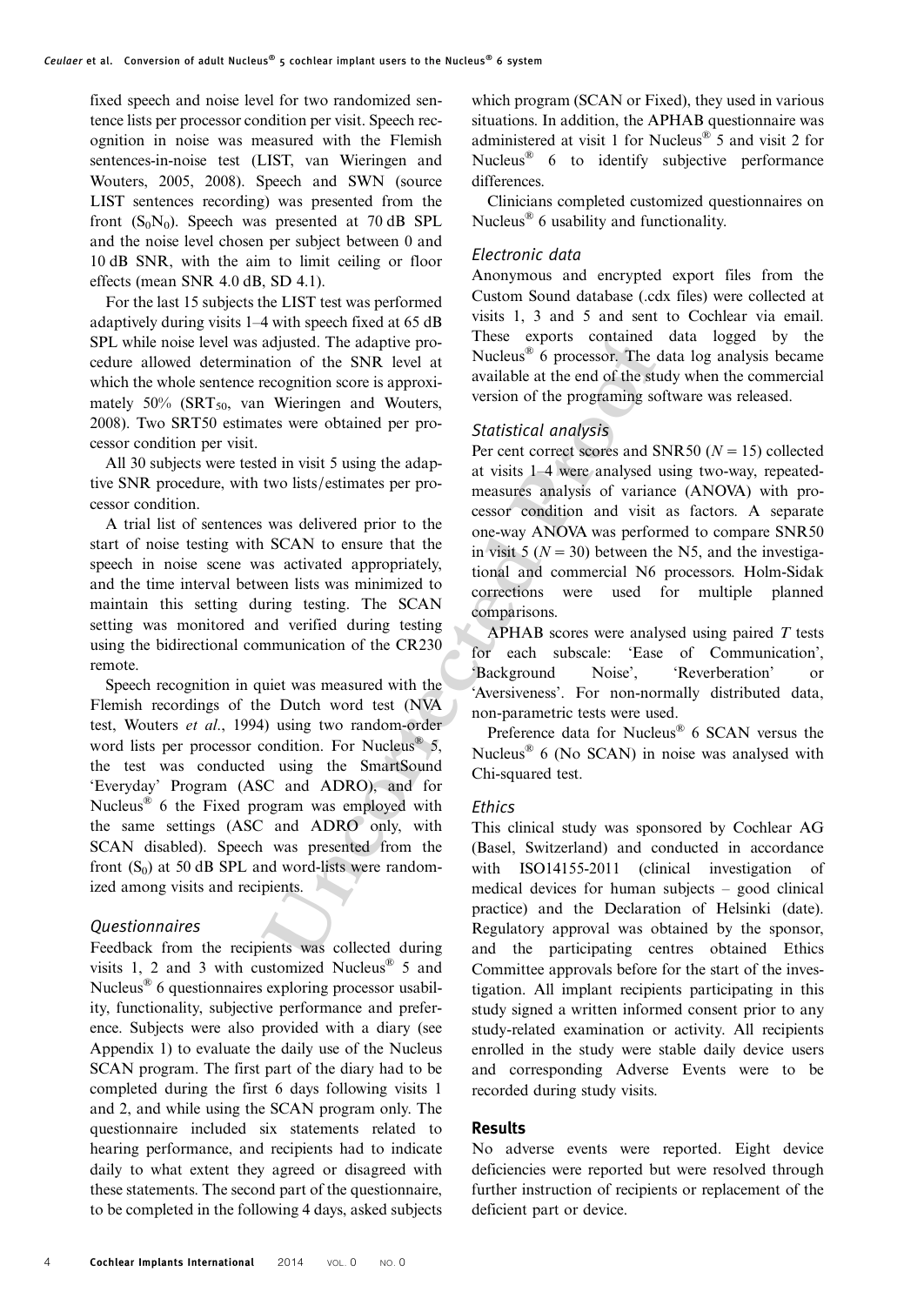fixed speech and noise level for two randomized sentence lists per processor condition per visit. Speech recognition in noise was measured with the Flemish sentences-in-noise test (LIST, van Wieringen and Wouters, 2005, 2008). Speech and SWN (source LIST sentences recording) was presented from the front ($S_0N_0$). Speech was presented at 70 dB SPL and the noise level chosen per subject between 0 and 10 dB SNR, with the aim to limit ceiling or floor effects (mean SNR 4.0 dB, SD 4.1).

For the last 15 subjects the LIST test was performed adaptively during visits 1–4 with speech fixed at 65 dB SPL while noise level was adjusted. The adaptive procedure allowed determination of the SNR level at which the whole sentence recognition score is approximately 50% ($SRT_{50}$, van Wieringen and Wouters, 2008). Two SRT50 estimates were obtained per processor condition per visit.

All 30 subjects were tested in visit 5 using the adaptive SNR procedure, with two lists/estimates per processor condition.

A trial list of sentences was delivered prior to the start of noise testing with SCAN to ensure that the speech in noise scene was activated appropriately, and the time interval between lists was minimized to maintain this setting during testing. The SCAN setting was monitored and verified during testing using the bidirectional communication of the CR230 remote.

Speech recognition in quiet was measured with the Flemish recordings of the Dutch word test (NVA test, Wouters *et al*., 1994) using two random-order word lists per processor condition. For Nucleus® 5, the test was conducted using the SmartSound 'Everyday' Program (ASC and ADRO), and for Nucleus® 6 the Fixed program was employed with the same settings (ASC and ADRO only, with SCAN disabled). Speech was presented from the front ($S_0$) at 50 dB SPL and word-lists were randomized among visits and recipients.

### *Questionnaires*

Feedback from the recipients was collected during visits 1, 2 and 3 with customized Nucleus® 5 and Nucleus® 6 questionnaires exploring processor usability, functionality, subjective performance and preference. Subjects were also provided with a diary (see Appendix 1) to evaluate the daily use of the Nucleus SCAN program. The first part of the diary had to be completed during the first 6 days following visits 1 and 2, and while using the SCAN program only. The questionnaire included six statements related to hearing performance, and recipients had to indicate daily to what extent they agreed or disagreed with these statements. The second part of the questionnaire, to be completed in the following 4 days, asked subjects which program (SCAN or Fixed), they used in various situations. In addition, the APHAB questionnaire was administered at visit 1 for Nucleus® 5 and visit 2 for Nucleus® 6 to identify subjective performance differences.

Clinicians completed customized questionnaires on Nucleus® 6 usability and functionality.

### *Electronic data*

Anonymous and encrypted export files from the Custom Sound database (.cdx files) were collected at visits 1, 3 and 5 and sent to Cochlear via email. These exports contained data logged by the Nucleus® 6 processor. The data log analysis became available at the end of the study when the commercial version of the programing software was released.

### *Statistical analysis*

Per cent correct scores and SNR50 ($N = 15$) collected at visits 1–4 were analysed using two-way, repeated-measures analysis of variance (ANOVA) with processor condition and visit as factors. A separate one-way ANOVA was performed to compare SNR50 in visit 5 ($N = 30$) between the N5, and the investigational and commercial N6 processors. Holm-Sidak corrections were used for multiple planned comparisons.

APHAB scores were analysed using paired $T$ tests for each subscale: 'Ease of Communication', 'Background Noise', 'Reverberation' or 'Aversiveness'. For non-normally distributed data, non-parametric tests were used.

Preference data for Nucleus® 6 SCAN versus the Nucleus® 6 (No SCAN) in noise was analysed with Chi-squared test.

### *Ethics*

This clinical study was sponsored by Cochlear AG (Basel, Switzerland) and conducted in accordance with ISO14155-2011 (clinical investigation of medical devices for human subjects – good clinical practice) and the Declaration of Helsinki (date). Regulatory approval was obtained by the sponsor, and the participating centres obtained Ethics Committee approvals before for the start of the investigation. All implant recipients participating in this study signed a written informed consent prior to any study-related examination or activity. All recipients enrolled in the study were stable daily device users and corresponding Adverse Events were to be recorded during study visits.

## Results

No adverse events were reported. Eight device deficiencies were reported but were resolved through further instruction of recipients or replacement of the deficient part or device.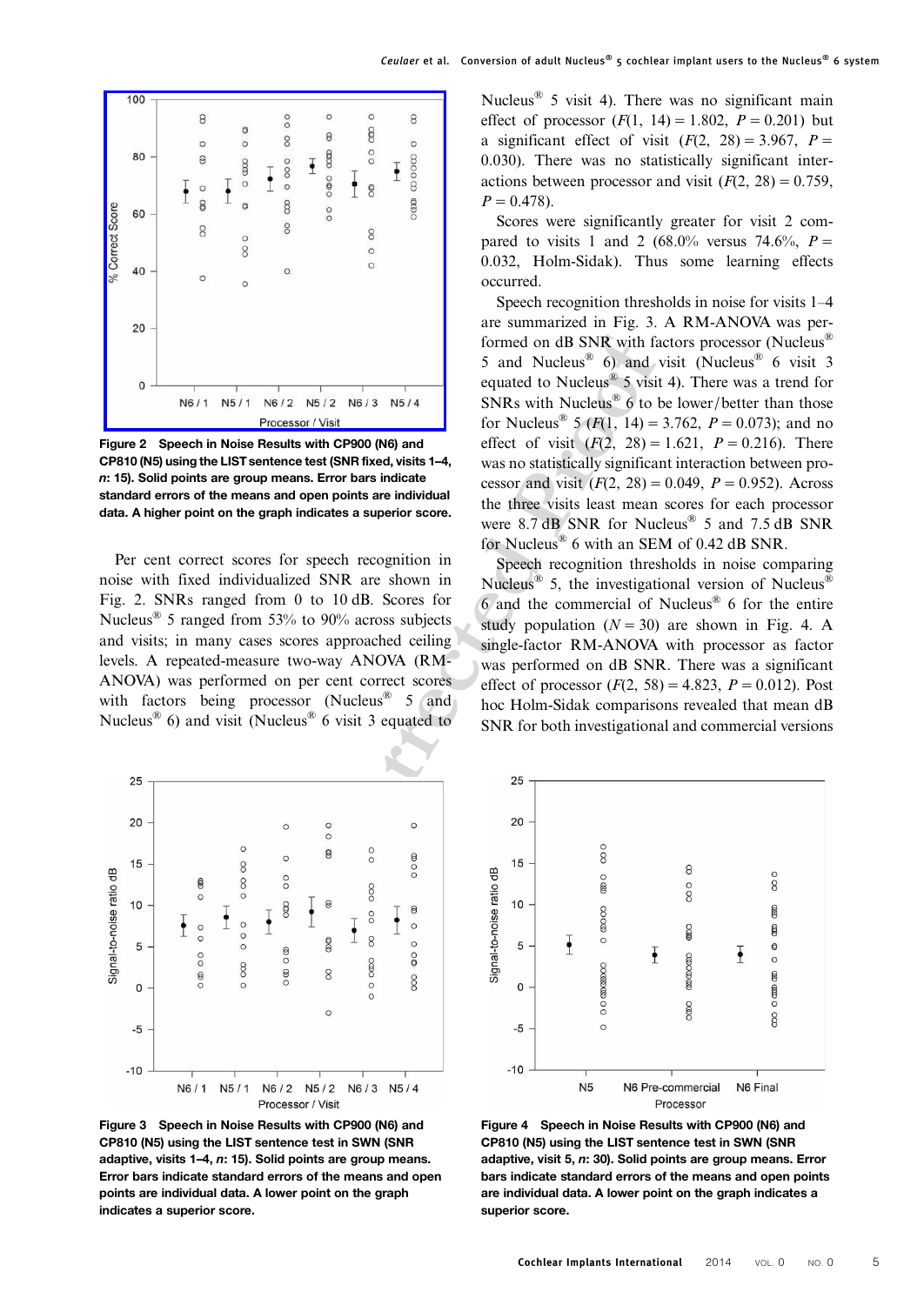Figure 2 Speech in Noise Results with CP900 (N6) and CP810 (N5) using the LIST sentence test (SNR fixed, visits 1–4, *n*: 15). Solid points are group means. Error bars indicate standard errors of the means and open points are individual data. A higher point on the graph indicates a superior score.

Per cent correct scores for speech recognition in noise with fixed individualized SNR are shown in Fig. 2. SNRs ranged from 0 to 10 dB. Scores for Nucleus® 5 ranged from 53% to 90% across subjects and visits; in many cases scores approached ceiling levels. A repeated-measure two-way ANOVA (RM-ANOVA) was performed on per cent correct scores with factors being processor (Nucleus® 5 and Nucleus® 6) and visit (Nucleus® 6 visit 3 equated to Nucleus® 5 visit 4). There was no significant main effect of processor ($F(1, 14) = 1.802$, $P = 0.201$) but a significant effect of visit ($F(2, 28) = 3.967$, $P = 0.030$). There was no statistically significant interactions between processor and visit ($F(2, 28) = 0.759$, $P = 0.478$).

Scores were significantly greater for visit 2 compared to visits 1 and 2 (68.0% versus 74.6%, $P = 0.032$, Holm-Sidak). Thus some learning effects occurred.

Speech recognition thresholds in noise for visits 1–4 are summarized in Fig. 3. A RM-ANOVA was performed on dB SNR with factors processor (Nucleus® 5 and Nucleus® 6) and visit (Nucleus® 6 visit 3 equated to Nucleus® 5 visit 4). There was a trend for SNRs with Nucleus® 6 to be lower/better than those for Nucleus® 5 ($F(1, 14) = 3.762$, $P = 0.073$); and no effect of visit ($F(2, 28) = 1.621$, $P = 0.216$). There was no statistically significant interaction between processor and visit ($F(2, 28) = 0.049$, $P = 0.952$). Across the three visits least mean scores for each processor were 8.7 dB SNR for Nucleus® 5 and 7.5 dB SNR for Nucleus® 6 with an SEM of 0.42 dB SNR.

Speech recognition thresholds in noise comparing Nucleus® 5, the investigational version of Nucleus® 6 and the commercial of Nucleus® 6 for the entire study population ($N = 30$) are shown in Fig. 4. A single-factor RM-ANOVA with processor as factor was performed on dB SNR. There was a significant effect of processor ($F(2, 58) = 4.823$, $P = 0.012$). Post hoc Holm-Sidak comparisons revealed that mean dB SNR for both investigational and commercial versions

Figure 3 Speech in Noise Results with CP900 (N6) and CP810 (N5) using the LIST sentence test in SWN (SNR adaptive, visits 1–4, *n*: 15). Solid points are group means. Error bars indicate standard errors of the means and open points are individual data. A lower point on the graph indicates a superior score.

Figure 4 Speech in Noise Results with CP900 (N6) and CP810 (N5) using the LIST sentence test in SWN (SNR adaptive, visit 5, *n*: 30). Solid points are group means. Error bars indicate standard errors of the means and open points are individual data. A lower point on the graph indicates a superior score.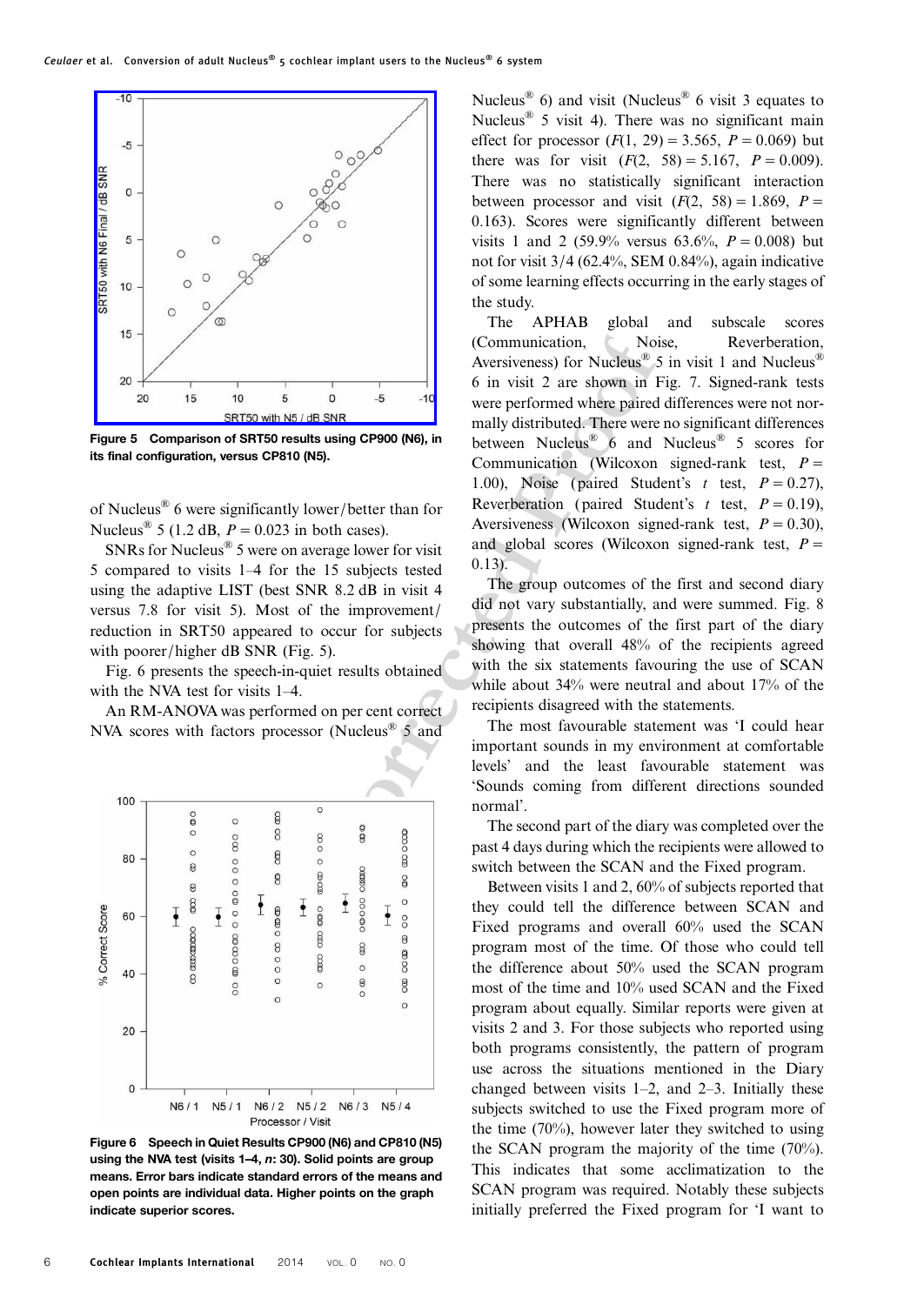Figure 5 Comparison of SRT50 results using CP900 (N6), in its final configuration, versus CP810 (N5).

of Nucleus® 6 were significantly lower/better than for Nucleus® 5 (1.2 dB, $P = 0.023$ in both cases).

SNRs for Nucleus® 5 were on average lower for visit 5 compared to visits 1–4 for the 15 subjects tested using the adaptive LIST (best SNR 8.2 dB in visit 4 versus 7.8 for visit 5). Most of the improvement/reduction in SRT50 appeared to occur for subjects with poorer/higher dB SNR (Fig. 5).

Fig. 6 presents the speech-in-quiet results obtained with the NVA test for visits 1–4.

An RM-ANOVA was performed on per cent correct NVA scores with factors processor (Nucleus® 5 and Nucleus® 6) and visit (Nucleus® 6 visit 3 equates to Nucleus® 5 visit 4). There was no significant main effect for processor ($F(1, 29) = 3.565$, $P = 0.069$) but there was for visit ($F(2, 58) = 5.167$, $P = 0.009$). There was no statistically significant interaction between processor and visit ($F(2, 58) = 1.869$, $P = 0.163$). Scores were significantly different between visits 1 and 2 (59.9% versus 63.6%, $P = 0.008$) but not for visit 3/4 (62.4%, SEM 0.84%), again indicative of some learning effects occurring in the early stages of the study.

Figure 6 Speech in Quiet Results CP900 (N6) and CP810 (N5) using the NVA test (visits 1–4, n: 30). Solid points are group means. Error bars indicate standard errors of the means and open points are individual data. Higher points on the graph indicate superior scores.

The APHAB global and subscale scores (Communication, Noise, Reverberation, Aversiveness) for Nucleus® 5 in visit 1 and Nucleus® 6 in visit 2 are shown in Fig. 7. Signed-rank tests were performed where paired differences were not normally distributed. There were no significant differences between Nucleus® 6 and Nucleus® 5 scores for Communication (Wilcoxon signed-rank test, $P = 1.00$), Noise (paired Student's $t$ test, $P = 0.27$), Reverberation (paired Student's $t$ test, $P = 0.19$), Aversiveness (Wilcoxon signed-rank test, $P = 0.30$), and global scores (Wilcoxon signed-rank test, $P = 0.13$).

The group outcomes of the first and second diary did not vary substantially, and were summed. Fig. 8 presents the outcomes of the first part of the diary showing that overall 48% of the recipients agreed with the six statements favouring the use of SCAN while about 34% were neutral and about 17% of the recipients disagreed with the statements.

The most favourable statement was 'I could hear important sounds in my environment at comfortable levels' and the least favourable statement was 'Sounds coming from different directions sounded normal'.

The second part of the diary was completed over the past 4 days during which the recipients were allowed to switch between the SCAN and the Fixed program.

Between visits 1 and 2, 60% of subjects reported that they could tell the difference between SCAN and Fixed programs and overall 60% used the SCAN program most of the time. Of those who could tell the difference about 50% used the SCAN program most of the time and 10% used SCAN and the Fixed program about equally. Similar reports were given at visits 2 and 3. For those subjects who reported using both programs consistently, the pattern of program use across the situations mentioned in the Diary changed between visits 1–2, and 2–3. Initially these subjects switched to use the Fixed program more of the time (70%), however later they switched to using the SCAN program the majority of the time (70%). This indicates that some acclimatization to the SCAN program was required. Notably these subjects initially preferred the Fixed program for 'I want to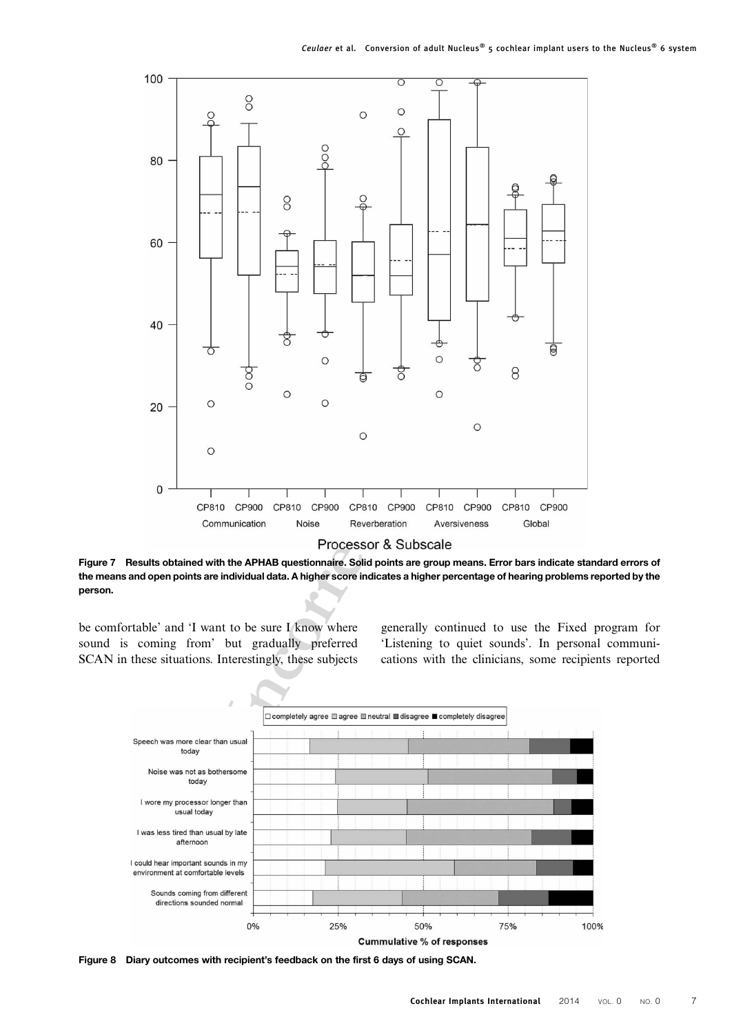Figure 7 Results obtained with the APHAB questionnaire. Solid points are group means. Error bars indicate standard errors of the means and open points are individual data. A higher score indicates a higher percentage of hearing problems reported by the person.

be comfortable' and 'I want to be sure I know where sound is coming from' but gradually preferred SCAN in these situations. Interestingly, these subjects generally continued to use the Fixed program for 'Listening to quiet sounds'. In personal communications with the clinicians, some recipients reported

Figure 8 Diary outcomes with recipient's feedback on the first 6 days of using SCAN.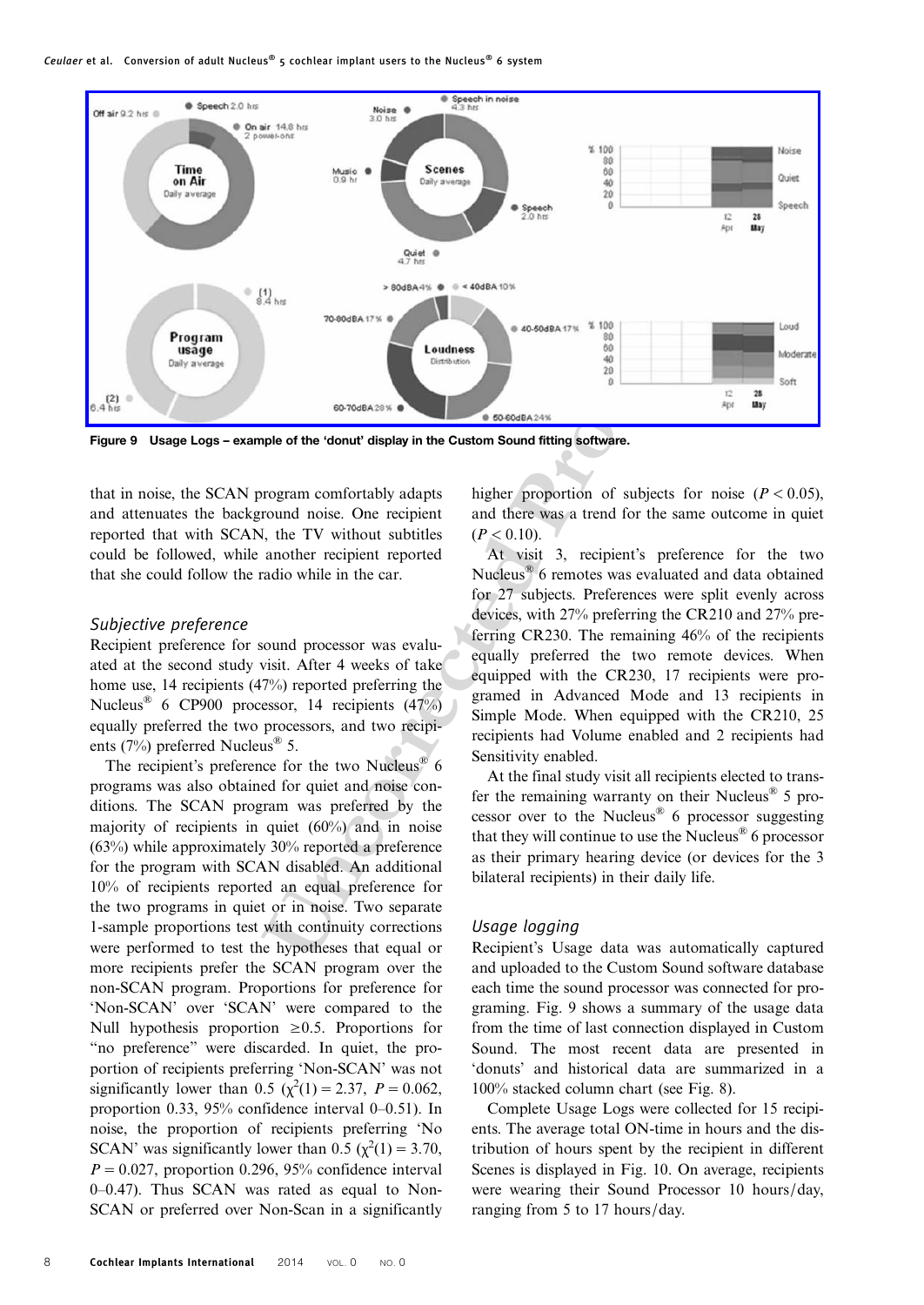**Figure 9 Usage Logs – example of the 'donut' display in the Custom Sound fitting software.**

that in noise, the SCAN program comfortably adapts and attenuates the background noise. One recipient reported that with SCAN, the TV without subtitles could be followed, while another recipient reported that she could follow the radio while in the car.

### *Subjective preference*

Recipient preference for sound processor was evaluated at the second study visit. After 4 weeks of take home use, 14 recipients (47%) reported preferring the Nucleus® 6 CP900 processor, 14 recipients (47%) equally preferred the two processors, and two recipients (7%) preferred Nucleus® 5.

The recipient's preference for the two Nucleus® 6 programs was also obtained for quiet and noise conditions. The SCAN program was preferred by the majority of recipients in quiet (60%) and in noise (63%) while approximately 30% reported a preference for the program with SCAN disabled. An additional 10% of recipients reported an equal preference for the two programs in quiet or in noise. Two separate 1-sample proportions test with continuity corrections were performed to test the hypotheses that equal or more recipients prefer the SCAN program over the non-SCAN program. Proportions for preference for 'Non-SCAN' over 'SCAN' were compared to the Null hypothesis proportion ≥0.5. Proportions for "no preference" were discarded. In quiet, the proportion of recipients preferring 'Non-SCAN' was not significantly lower than 0.5 ($\chi^2(1) = 2.37$, $P = 0.062$, proportion 0.33, 95% confidence interval 0–0.51). In noise, the proportion of recipients preferring 'No SCAN' was significantly lower than 0.5 ($\chi^2(1) = 3.70$, $P = 0.027$, proportion 0.296, 95% confidence interval 0–0.47). Thus SCAN was rated as equal to Non-SCAN or preferred over Non-Scan in a significantly higher proportion of subjects for noise ($P < 0.05$), and there was a trend for the same outcome in quiet ($P < 0.10$).

At visit 3, recipient's preference for the two Nucleus® 6 remotes was evaluated and data obtained for 27 subjects. Preferences were split evenly across devices, with 27% preferring the CR210 and 27% preferring CR230. The remaining 46% of the recipients equally preferred the two remote devices. When equipped with the CR230, 17 recipients were programed in Advanced Mode and 13 recipients in Simple Mode. When equipped with the CR210, 25 recipients had Volume enabled and 2 recipients had Sensitivity enabled.

At the final study visit all recipients elected to transfer the remaining warranty on their Nucleus® 5 processor over to the Nucleus® 6 processor suggesting that they will continue to use the Nucleus® 6 processor as their primary hearing device (or devices for the 3 bilateral recipients) in their daily life.

### *Usage logging*

Recipient's Usage data was automatically captured and uploaded to the Custom Sound software database each time the sound processor was connected for programing. Fig. 9 shows a summary of the usage data from the time of last connection displayed in Custom Sound. The most recent data are presented in 'donuts' and historical data are summarized in a 100% stacked column chart (see Fig. 8).

Complete Usage Logs were collected for 15 recipients. The average total ON-time in hours and the distribution of hours spent by the recipient in different Scenes is displayed in Fig. 10. On average, recipients were wearing their Sound Processor 10 hours/day, ranging from 5 to 17 hours/day.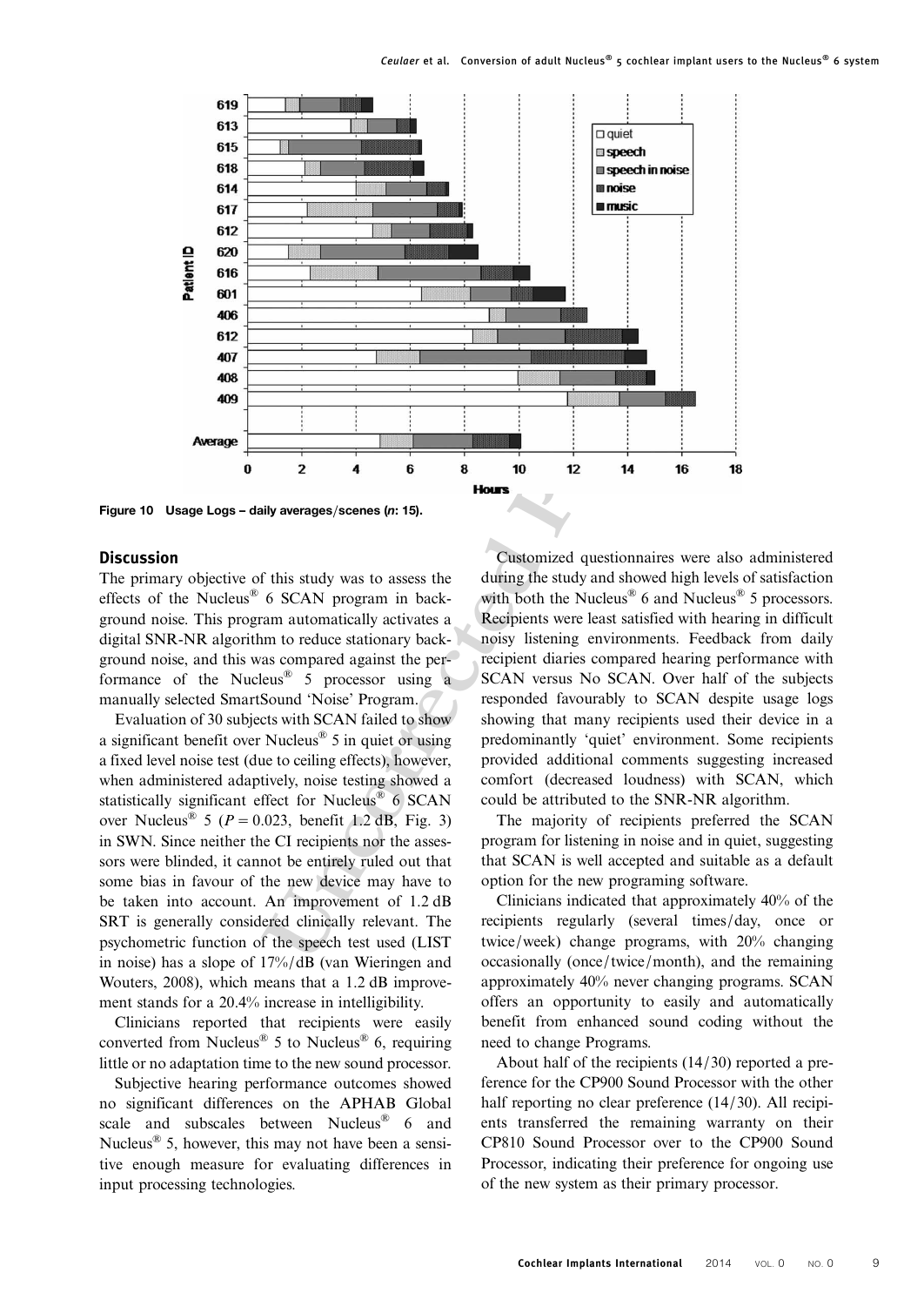Figure 10 Usage Logs – daily averages/scenes (*n*: 15).

## Discussion

The primary objective of this study was to assess the effects of the Nucleus® 6 SCAN program in background noise. This program automatically activates a digital SNR-NR algorithm to reduce stationary background noise, and this was compared against the performance of the Nucleus® 5 processor using a manually selected SmartSound 'Noise' Program.

Evaluation of 30 subjects with SCAN failed to show a significant benefit over Nucleus® 5 in quiet or using a fixed level noise test (due to ceiling effects), however, when administered adaptively, noise testing showed a statistically significant effect for Nucleus® 6 SCAN over Nucleus® 5 ($P = 0.023$, benefit 1.2 dB, Fig. 3) in SWN. Since neither the CI recipients nor the assessors were blinded, it cannot be entirely ruled out that some bias in favour of the new device may have to be taken into account. An improvement of 1.2 dB SRT is generally considered clinically relevant. The psychometric function of the speech test used (LIST in noise) has a slope of 17%/dB (van Wieringen and Wouters, 2008), which means that a 1.2 dB improvement stands for a 20.4% increase in intelligibility.

Clinicians reported that recipients were easily converted from Nucleus® 5 to Nucleus® 6, requiring little or no adaptation time to the new sound processor.

Subjective hearing performance outcomes showed no significant differences on the APHAB Global scale and subscales between Nucleus® 6 and Nucleus® 5, however, this may not have been a sensitive enough measure for evaluating differences in input processing technologies.

Customized questionnaires were also administered during the study and showed high levels of satisfaction with both the Nucleus® 6 and Nucleus® 5 processors. Recipients were least satisfied with hearing in difficult noisy listening environments. Feedback from daily recipient diaries compared hearing performance with SCAN versus No SCAN. Over half of the subjects responded favourably to SCAN despite usage logs showing that many recipients used their device in a predominantly 'quiet' environment. Some recipients provided additional comments suggesting increased comfort (decreased loudness) with SCAN, which could be attributed to the SNR-NR algorithm.

The majority of recipients preferred the SCAN program for listening in noise and in quiet, suggesting that SCAN is well accepted and suitable as a default option for the new programing software.

Clinicians indicated that approximately 40% of the recipients regularly (several times/day, once or twice/week) change programs, with 20% changing occasionally (once/twice/month), and the remaining approximately 40% never changing programs. SCAN offers an opportunity to easily and automatically benefit from enhanced sound coding without the need to change Programs.

About half of the recipients (14/30) reported a preference for the CP900 Sound Processor with the other half reporting no clear preference (14/30). All recipients transferred the remaining warranty on their CP810 Sound Processor over to the CP900 Sound Processor, indicating their preference for ongoing use of the new system as their primary processor.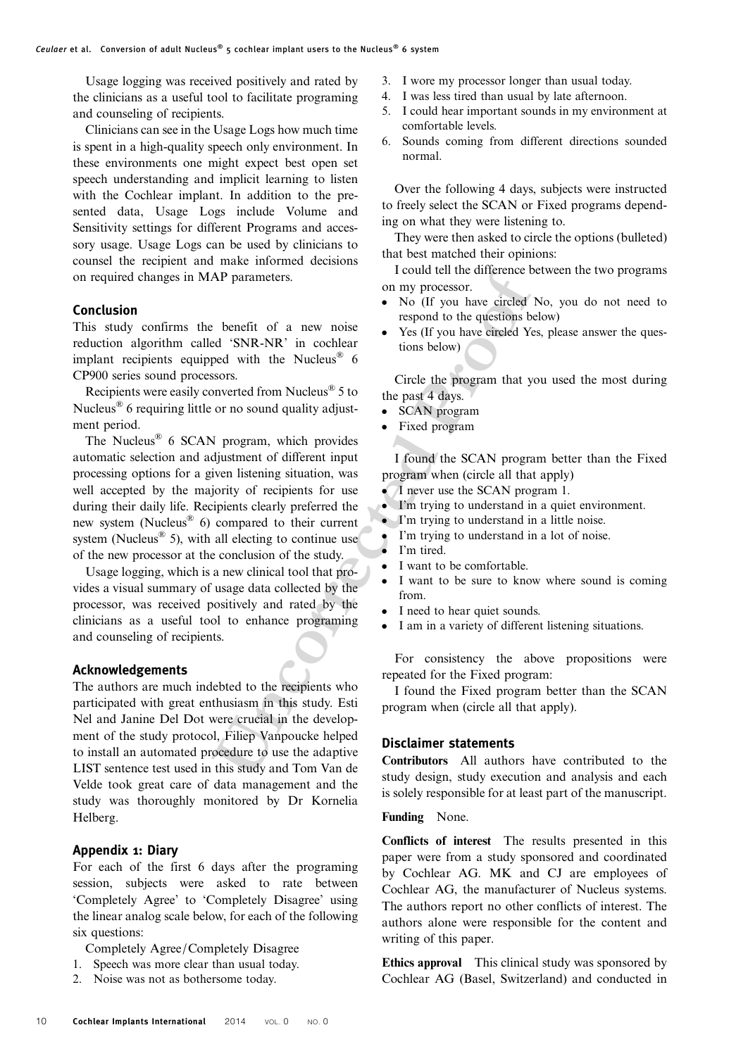Usage logging was received positively and rated by the clinicians as a useful tool to facilitate programing and counseling of recipients.

Clinicians can see in the Usage Logs how much time is spent in a high-quality speech only environment. In these environments one might expect best open set speech understanding and implicit learning to listen with the Cochlear implant. In addition to the presented data, Usage Logs include Volume and Sensitivity settings for different Programs and accessory usage. Usage Logs can be used by clinicians to counsel the recipient and make informed decisions on required changes in MAP parameters.

## Conclusion

This study confirms the benefit of a new noise reduction algorithm called 'SNR-NR' in cochlear implant recipients equipped with the Nucleus® 6 CP900 series sound processors.

Recipients were easily converted from Nucleus® 5 to Nucleus® 6 requiring little or no sound quality adjustment period.

The Nucleus® 6 SCAN program, which provides automatic selection and adjustment of different input processing options for a given listening situation, was well accepted by the majority of recipients for use during their daily life. Recipients clearly preferred the new system (Nucleus® 6) compared to their current system (Nucleus® 5), with all electing to continue use of the new processor at the conclusion of the study.

Usage logging, which is a new clinical tool that provides a visual summary of usage data collected by the processor, was received positively and rated by the clinicians as a useful tool to enhance programing and counseling of recipients.

## Acknowledgements

The authors are much indebted to the recipients who participated with great enthusiasm in this study. Esti Nel and Janine Del Dot were crucial in the development of the study protocol, Filiep Vanpoucke helped to install an automated procedure to use the adaptive LIST sentence test used in this study and Tom Van de Velde took great care of data management and the study was thoroughly monitored by Dr Kornelia Helberg.

## Appendix 1: Diary

For each of the first 6 days after the programing session, subjects were asked to rate between 'Completely Agree' to 'Completely Disagree' using the linear analog scale below, for each of the following six questions:

Completely Agree/Completely Disagree

1. Speech was more clear than usual today.
2. Noise was not as bothersome today.
3. I wore my processor longer than usual today.
4. I was less tired than usual by late afternoon.
5. I could hear important sounds in my environment at comfortable levels.
6. Sounds coming from different directions sounded normal.

Over the following 4 days, subjects were instructed to freely select the SCAN or Fixed programs depending on what they were listening to.

They were then asked to circle the options (bulleted) that best matched their opinions:

I could tell the difference between the two programs on my processor.

- No (If you have circled No, you do not need to respond to the questions below)
- Yes (If you have circled Yes, please answer the questions below)

Circle the program that you used the most during the past 4 days.

- SCAN program
- Fixed program

I found the SCAN program better than the Fixed program when (circle all that apply)

- I never use the SCAN program 1.
- I'm trying to understand in a quiet environment.
- I'm trying to understand in a little noise.
- I'm trying to understand in a lot of noise.
- I'm tired.
- I want to be comfortable.
- I want to be sure to know where sound is coming from.
- I need to hear quiet sounds.
- I am in a variety of different listening situations.

For consistency the above propositions were repeated for the Fixed program:

I found the Fixed program better than the SCAN program when (circle all that apply).

## Disclaimer statements

**Contributors** All authors have contributed to the study design, study execution and analysis and each is solely responsible for at least part of the manuscript.

**Funding** None.

**Conflicts of interest** The results presented in this paper were from a study sponsored and coordinated by Cochlear AG. MK and CJ are employees of Cochlear AG, the manufacturer of Nucleus systems. The authors report no other conflicts of interest. The authors alone were responsible for the content and writing of this paper.

**Ethics approval** This clinical study was sponsored by Cochlear AG (Basel, Switzerland) and conducted in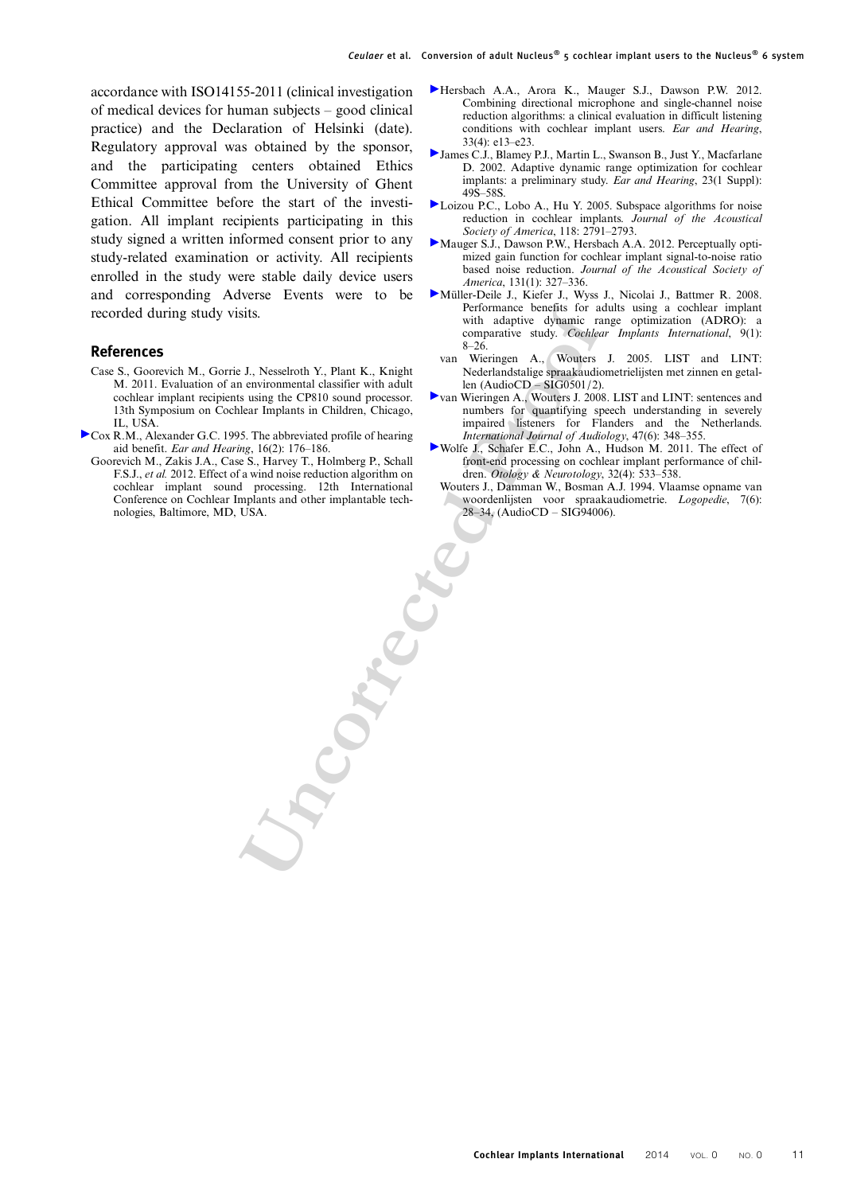accordance with ISO14155-2011 (clinical investigation of medical devices for human subjects – good clinical practice) and the Declaration of Helsinki (date). Regulatory approval was obtained by the sponsor, and the participating centers obtained Ethics Committee approval from the University of Ghent Ethical Committee before the start of the investigation. All implant recipients participating in this study signed a written informed consent prior to any study-related examination or activity. All recipients enrolled in the study were stable daily device users and corresponding Adverse Events were to be recorded during study visits.

## References

Case S., Goorevich M., Gorrie J., Nesselroth Y., Plant K., Knight M. 2011. Evaluation of an environmental classifier with adult cochlear implant recipients using the CP810 sound processor. 13th Symposium on Cochlear Implants in Children, Chicago, IL, USA.

Cox R.M., Alexander G.C. 1995. The abbreviated profile of hearing aid benefit. *Ear and Hearing*, 16(2): 176–186.

Goorevich M., Zakis J.A., Case S., Harvey T., Holmberg P., Schall F.S.J., *et al.* 2012. Effect of a wind noise reduction algorithm on cochlear implant sound processing. 12th International Conference on Cochlear Implants and other implantable technologies, Baltimore, MD, USA.

Hersbach A.A., Arora K., Mauger S.J., Dawson P.W. 2012. Combining directional microphone and single-channel noise reduction algorithms: a clinical evaluation in difficult listening conditions with cochlear implant users. *Ear and Hearing*, 33(4): e13–e23.

James C.J., Blamey P.J., Martin L., Swanson B., Just Y., Macfarlane D. 2002. Adaptive dynamic range optimization for cochlear implants: a preliminary study. *Ear and Hearing*, 23(1 Suppl): 49S–58S.

Loizou P.C., Lobo A., Hu Y. 2005. Subspace algorithms for noise reduction in cochlear implants. *Journal of the Acoustical Society of America*, 118: 2791–2793.

Mauger S.J., Dawson P.W., Hersbach A.A. 2012. Perceptually optimized gain function for cochlear implant signal-to-noise ratio based noise reduction. *Journal of the Acoustical Society of America*, 131(1): 327–336.

Müller-Deile J., Kiefer J., Wyss J., Nicolai J., Battmer R. 2008. Performance benefits for adults using a cochlear implant with adaptive dynamic range optimization (ADRO): a comparative study. *Cochlear Implants International*, 9(1): 8–26.

van Wieringen A., Wouters J. 2005. LIST and LINT: Nederlandstalige spraakaudiometrielijsten met zinnen en getallen (AudioCD – SIG0501/2).

van Wieringen A., Wouters J. 2008. LIST and LINT: sentences and numbers for quantifying speech understanding in severely impaired listeners for Flanders and the Netherlands. *International Journal of Audiology*, 47(6): 348–355.

Wolfe J., Schafer E.C., John A., Hudson M. 2011. The effect of front-end processing on cochlear implant performance of children. *Otology & Neurotology*, 32(4): 533–538.

Wouters J., Damman W., Bosman A.J. 1994. Vlaamse opname van woordenlijsten voor spraakaudiometrie. *Logopedie*, 7(6): 28–34, (AudioCD – SIG94006).